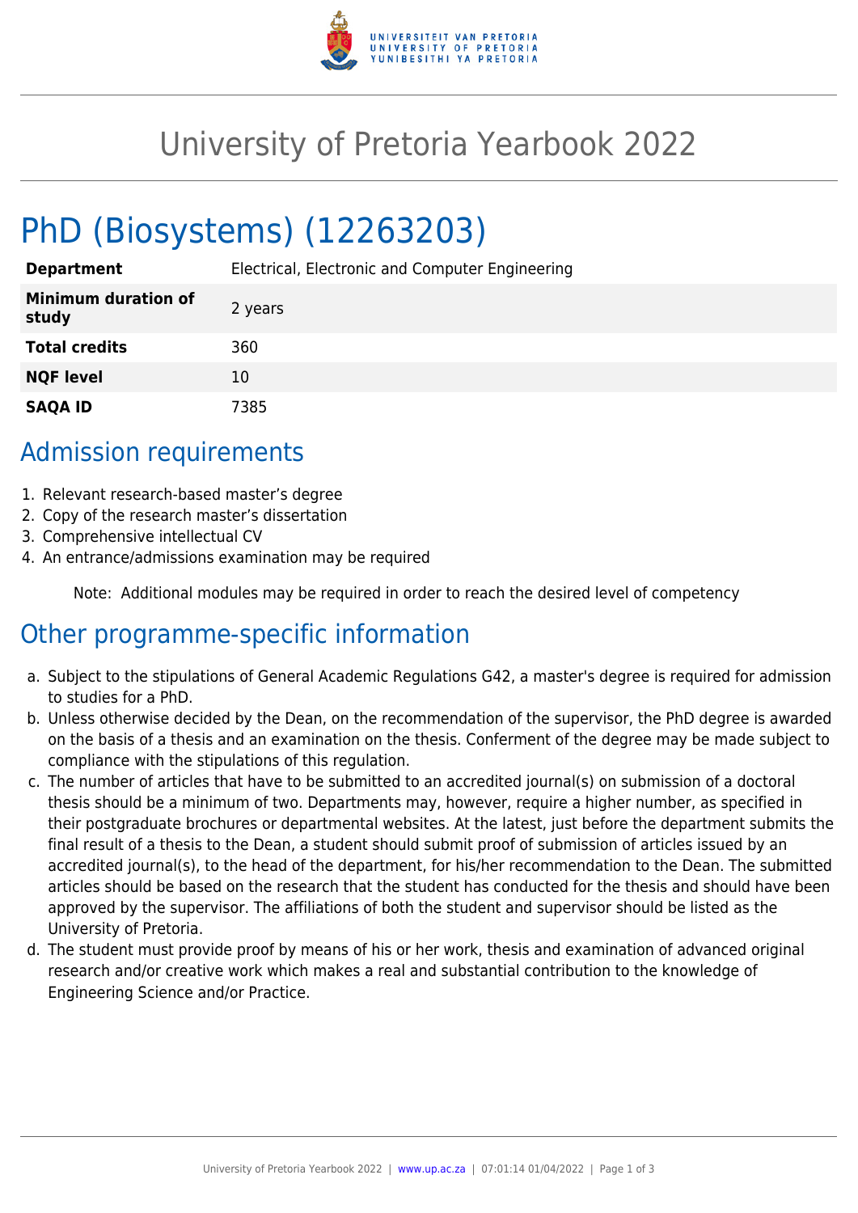# University of Pretoria Yearbook 2022

# PhD (Biosystems) (12263203)

| | |
|---|---|
| **Department** | Electrical, Electronic and Computer Engineering |
| **Minimum duration of study** | 2 years |
| **Total credits** | 360 |
| **NQF level** | 10 |
| **SAQA ID** | 7385 |

## Admission requirements

1. Relevant research-based master's degree
2. Copy of the research master's dissertation
3. Comprehensive intellectual CV
4. An entrance/admissions examination may be required

Note: Additional modules may be required in order to reach the desired level of competency

## Other programme-specific information

a. Subject to the stipulations of General Academic Regulations G42, a master's degree is required for admission to studies for a PhD.

b. Unless otherwise decided by the Dean, on the recommendation of the supervisor, the PhD degree is awarded on the basis of a thesis and an examination on the thesis. Conferment of the degree may be made subject to compliance with the stipulations of this regulation.

c. The number of articles that have to be submitted to an accredited journal(s) on submission of a doctoral thesis should be a minimum of two. Departments may, however, require a higher number, as specified in their postgraduate brochures or departmental websites. At the latest, just before the department submits the final result of a thesis to the Dean, a student should submit proof of submission of articles issued by an accredited journal(s), to the head of the department, for his/her recommendation to the Dean. The submitted articles should be based on the research that the student has conducted for the thesis and should have been approved by the supervisor. The affiliations of both the student and supervisor should be listed as the University of Pretoria.

d. The student must provide proof by means of his or her work, thesis and examination of advanced original research and/or creative work which makes a real and substantial contribution to the knowledge of Engineering Science and/or Practice.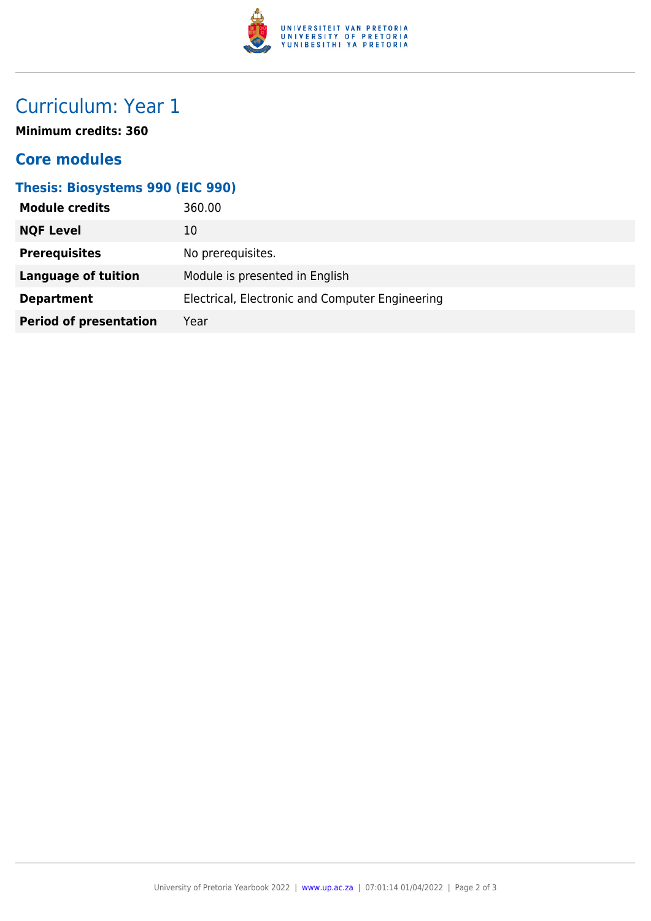# Curriculum: Year 1

**Minimum credits: 360**

## Core modules

### Thesis: Biosystems 990 (EIC 990)

| | |
|---|---|
| **Module credits** | 360.00 |
| **NQF Level** | 10 |
| **Prerequisites** | No prerequisites. |
| **Language of tuition** | Module is presented in English |
| **Department** | Electrical, Electronic and Computer Engineering |
| **Period of presentation** | Year |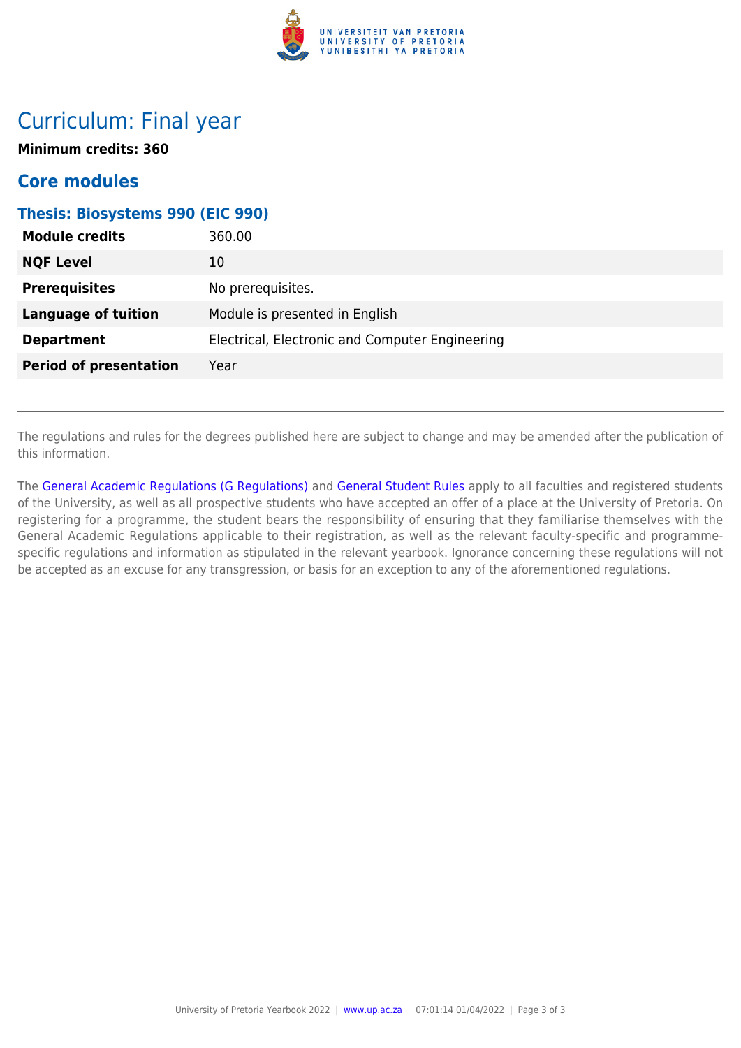# Curriculum: Final year

**Minimum credits: 360**

## Core modules

### Thesis: Biosystems 990 (EIC 990)

| | |
|---|---|
| **Module credits** | 360.00 |
| **NQF Level** | 10 |
| **Prerequisites** | No prerequisites. |
| **Language of tuition** | Module is presented in English |
| **Department** | Electrical, Electronic and Computer Engineering |
| **Period of presentation** | Year |

The regulations and rules for the degrees published here are subject to change and may be amended after the publication of this information.

The General Academic Regulations (G Regulations) and General Student Rules apply to all faculties and registered students of the University, as well as all prospective students who have accepted an offer of a place at the University of Pretoria. On registering for a programme, the student bears the responsibility of ensuring that they familiarise themselves with the General Academic Regulations applicable to their registration, as well as the relevant faculty-specific and programme-specific regulations and information as stipulated in the relevant yearbook. Ignorance concerning these regulations will not be accepted as an excuse for any transgression, or basis for an exception to any of the aforementioned regulations.